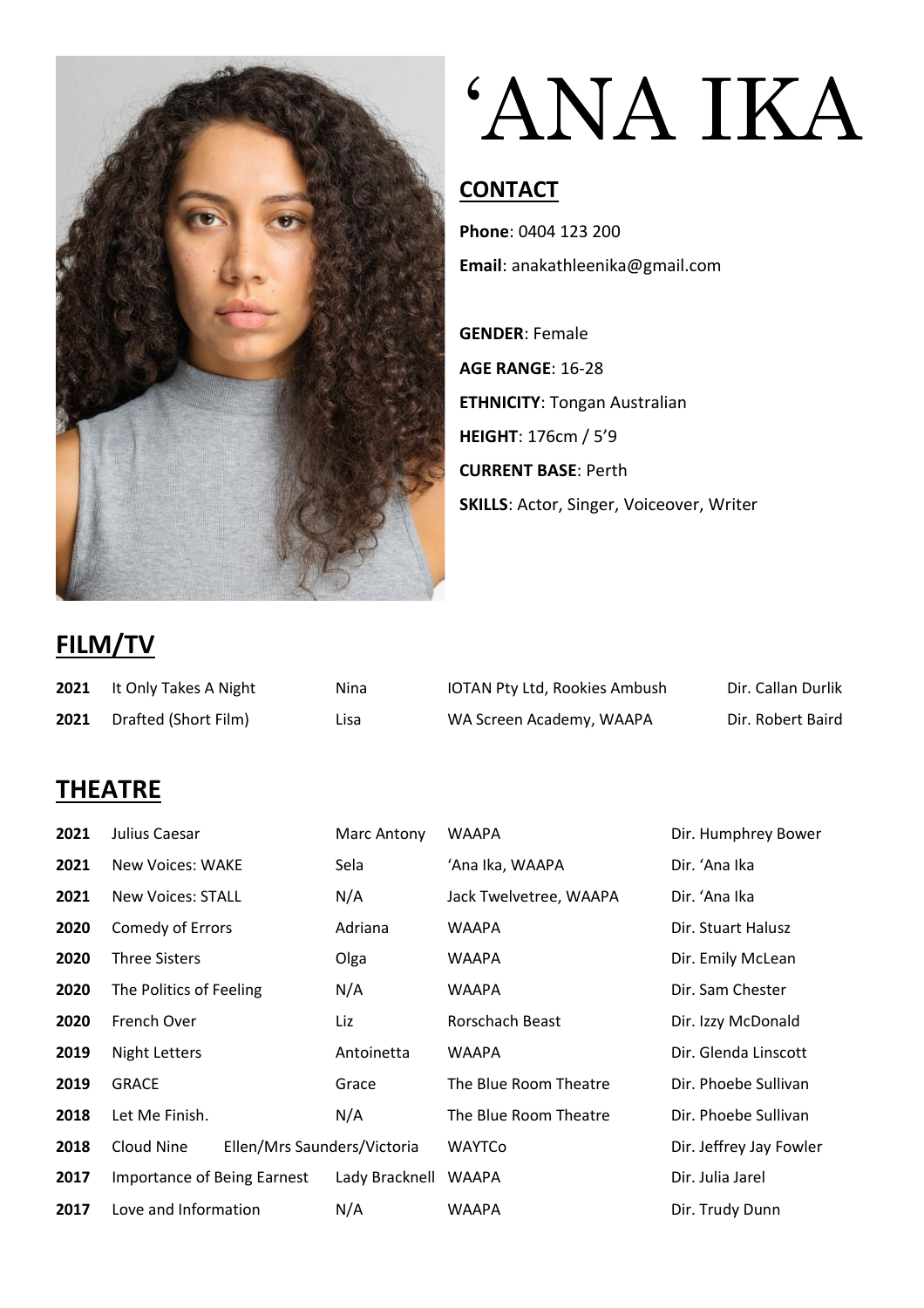# 'ANA IKA

## CONTACT

**Phone**: 0404 123 200

**Email**: anakathleenika@gmail.com

**GENDER**: Female

**AGE RANGE**: 16-28

**ETHNICITY**: Tongan Australian

**HEIGHT**: 176cm / 5'9

**CURRENT BASE**: Perth

**SKILLS**: Actor, Singer, Voiceover, Writer

## FILM/TV

| | | | | |
|---|---|---|---|---|
| **2021** | It Only Takes A Night | Nina | IOTAN Pty Ltd, Rookies Ambush | Dir. Callan Durlik |
| **2021** | Drafted (Short Film) | Lisa | WA Screen Academy, WAAPA | Dir. Robert Baird |

## THEATRE

| | | | | |
|---|---|---|---|---|
| **2021** | Julius Caesar | Marc Antony | WAAPA | Dir. Humphrey Bower |
| **2021** | New Voices: WAKE | Sela | 'Ana Ika, WAAPA | Dir. 'Ana Ika |
| **2021** | New Voices: STALL | N/A | Jack Twelvetree, WAAPA | Dir. 'Ana Ika |
| **2020** | Comedy of Errors | Adriana | WAAPA | Dir. Stuart Halusz |
| **2020** | Three Sisters | Olga | WAAPA | Dir. Emily McLean |
| **2020** | The Politics of Feeling | N/A | WAAPA | Dir. Sam Chester |
| **2020** | French Over | Liz | Rorschach Beast | Dir. Izzy McDonald |
| **2019** | Night Letters | Antoinetta | WAAPA | Dir. Glenda Linscott |
| **2019** | GRACE | Grace | The Blue Room Theatre | Dir. Phoebe Sullivan |
| **2018** | Let Me Finish. | N/A | The Blue Room Theatre | Dir. Phoebe Sullivan |
| **2018** | Cloud Nine | Ellen/Mrs Saunders/Victoria | WAYTCo | Dir. Jeffrey Jay Fowler |
| **2017** | Importance of Being Earnest | Lady Bracknell | WAAPA | Dir. Julia Jarel |
| **2017** | Love and Information | N/A | WAAPA | Dir. Trudy Dunn |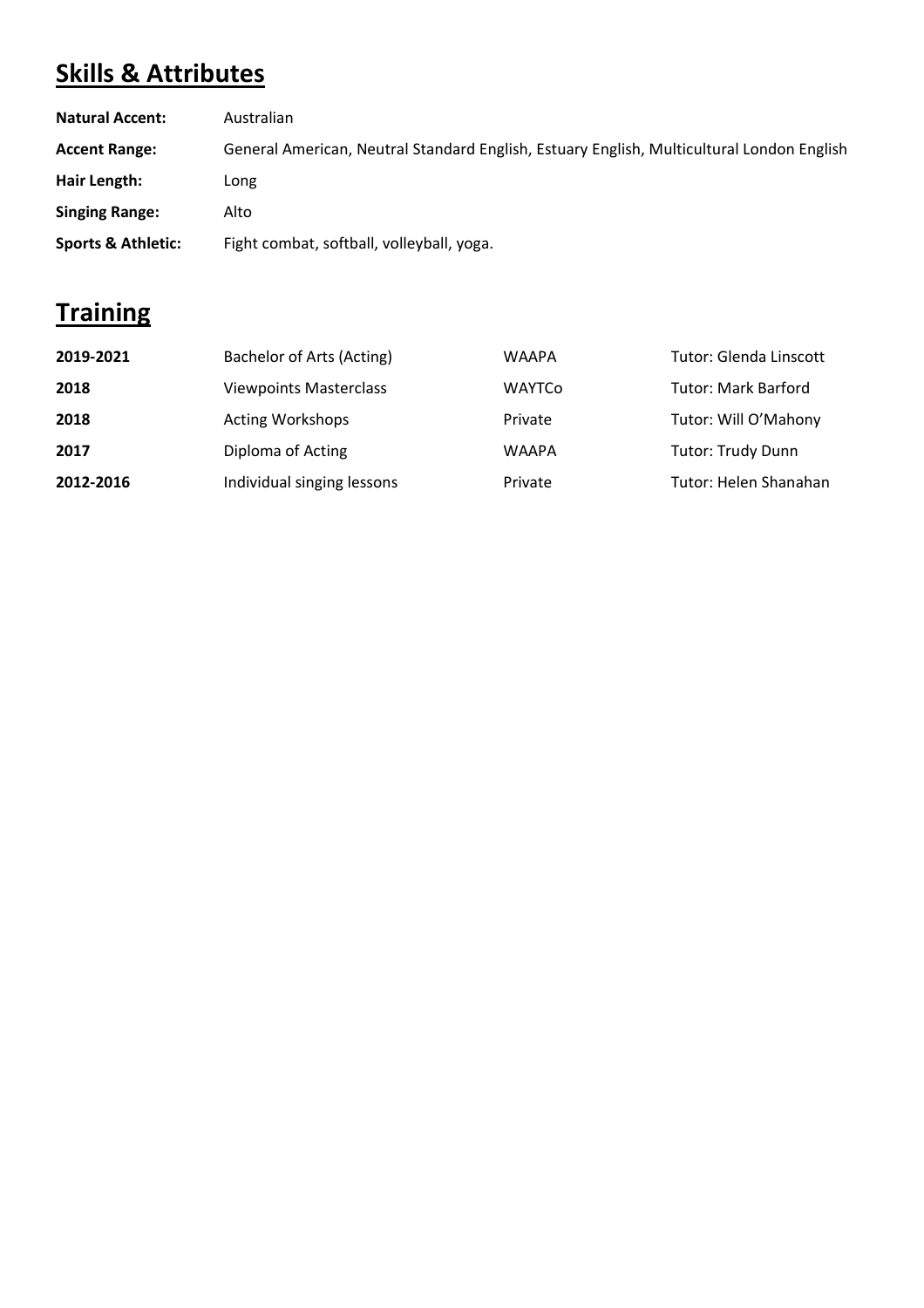## Skills & Attributes

| | |
|---|---|
| **Natural Accent:** | Australian |
| **Accent Range:** | General American, Neutral Standard English, Estuary English, Multicultural London English |
| **Hair Length:** | Long |
| **Singing Range:** | Alto |
| **Sports & Athletic:** | Fight combat, softball, volleyball, yoga. |

## Training

| | | | |
|---|---|---|---|
| **2019-2021** | Bachelor of Arts (Acting) | WAAPA | Tutor: Glenda Linscott |
| **2018** | Viewpoints Masterclass | WAYTCo | Tutor: Mark Barford |
| **2018** | Acting Workshops | Private | Tutor: Will O'Mahony |
| **2017** | Diploma of Acting | WAAPA | Tutor: Trudy Dunn |
| **2012-2016** | Individual singing lessons | Private | Tutor: Helen Shanahan |